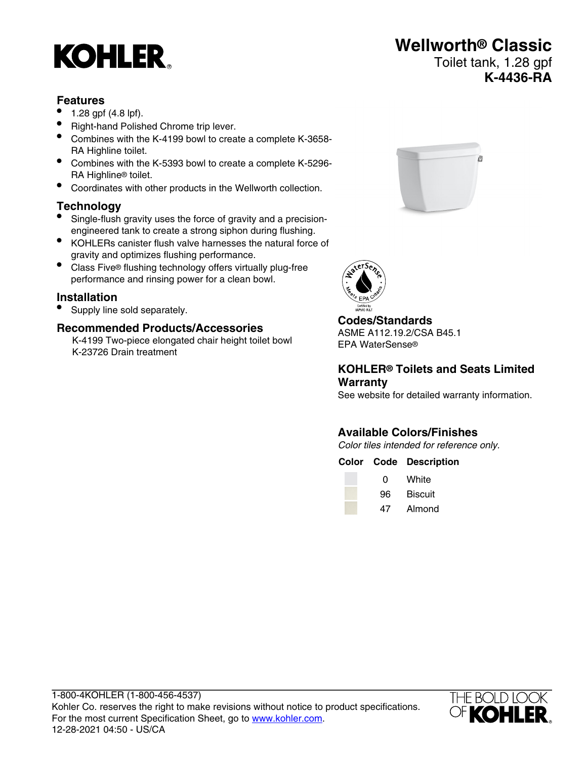# Wellworth® Classic

Toilet tank, 1.28 gpf

**K-4436-RA**

## Features

- 1.28 gpf (4.8 lpf).
- Right-hand Polished Chrome trip lever.
- Combines with the K-4199 bowl to create a complete K-3658-RA Highline toilet.
- Combines with the K-5393 bowl to create a complete K-5296-RA Highline® toilet.
- Coordinates with other products in the Wellworth collection.

## Technology

- Single-flush gravity uses the force of gravity and a precision-engineered tank to create a strong siphon during flushing.
- KOHLERs canister flush valve harnesses the natural force of gravity and optimizes flushing performance.
- Class Five® flushing technology offers virtually plug-free performance and rinsing power for a clean bowl.

## Installation

- Supply line sold separately.

## Recommended Products/Accessories

K-4199 Two-piece elongated chair height toilet bowl
K-23726 Drain treatment

## Codes/Standards

ASME A112.19.2/CSA B45.1
EPA WaterSense®

## KOHLER® Toilets and Seats Limited Warranty

See website for detailed warranty information.

## Available Colors/Finishes

*Color tiles intended for reference only.*

| Color | Code | Description |
|---|---|---|
| | 0 | White |
| | 96 | Biscuit |
| | 47 | Almond |

1-800-4KOHLER (1-800-456-4537)
Kohler Co. reserves the right to make revisions without notice to product specifications.
For the most current Specification Sheet, go to www.kohler.com.
12-28-2021 04:50 - US/CA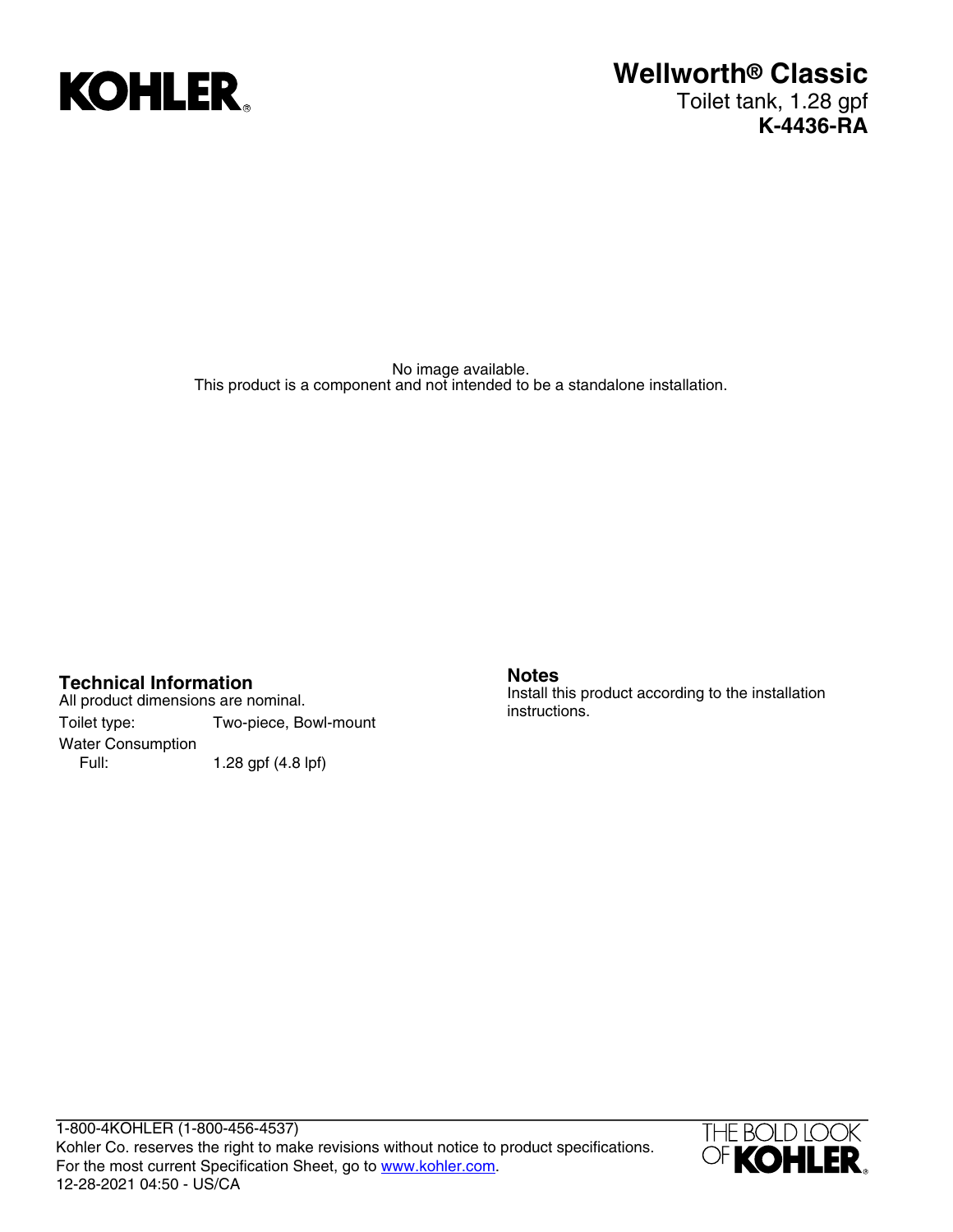# Wellworth® Classic

Toilet tank, 1.28 gpf

**K-4436-RA**

No image available.
This product is a component and not intended to be a standalone installation.

## Technical Information

All product dimensions are nominal.

| | |
|---|---|
| Toilet type: | Two-piece, Bowl-mount |
| Water Consumption | |
| Full: | 1.28 gpf (4.8 lpf) |

## Notes

Install this product according to the installation instructions.

1-800-4KOHLER (1-800-456-4537)
Kohler Co. reserves the right to make revisions without notice to product specifications.
For the most current Specification Sheet, go to www.kohler.com.
12-28-2021 04:50 - US/CA